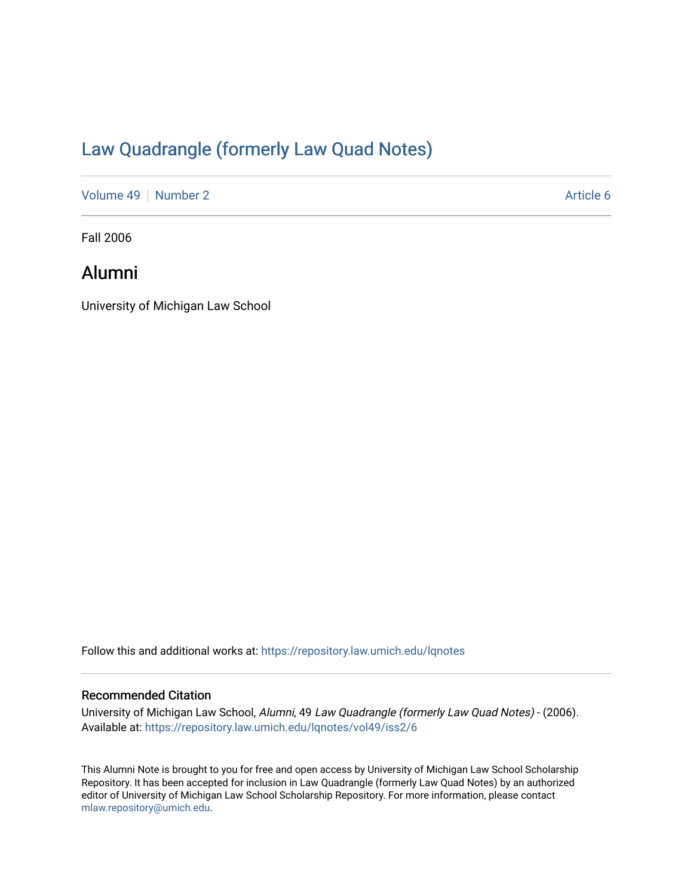# Law Quadrangle (formerly Law Quad Notes)

Volume 49 | Number 2 Article 6

Fall 2006

## Alumni

University of Michigan Law School

Follow this and additional works at: https://repository.law.umich.edu/lqnotes

### Recommended Citation

University of Michigan Law School, *Alumni*, 49 *Law Quadrangle (formerly Law Quad Notes)* - (2006).
Available at: https://repository.law.umich.edu/lqnotes/vol49/iss2/6

This Alumni Note is brought to you for free and open access by University of Michigan Law School Scholarship Repository. It has been accepted for inclusion in Law Quadrangle (formerly Law Quad Notes) by an authorized editor of University of Michigan Law School Scholarship Repository. For more information, please contact mlaw.repository@umich.edu.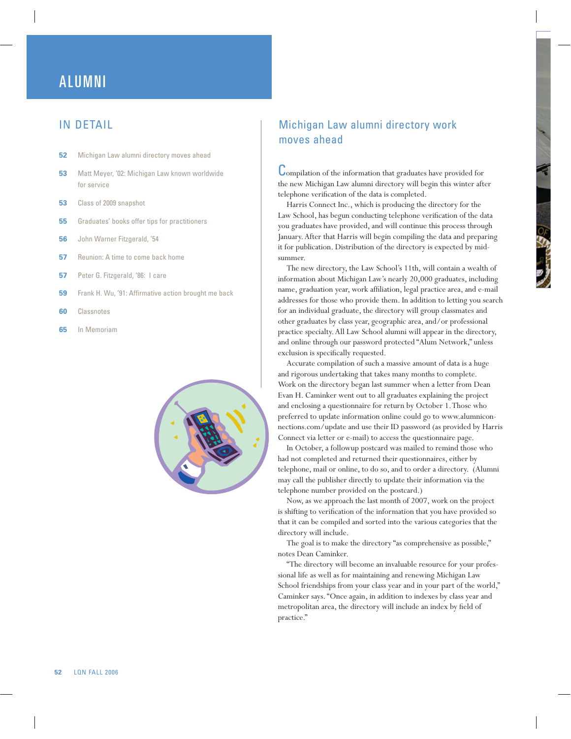# ALUMNI

## IN DETAIL

- **52** Michigan Law alumni directory moves ahead
- **53** Matt Meyer, '02: Michigan Law known worldwide for service
- **53** Class of 2009 snapshot
- **55** Graduates' books offer tips for practitioners
- **56** John Warner Fitzgerald, '54
- **57** Reunion: A time to come back home
- **57** Peter G. Fitzgerald, '86: I care
- **59** Frank H. Wu, '91: Affirmative action brought me back
- **60** Classnotes
- **65** In Memoriam

## Michigan Law alumni directory work moves ahead

Compilation of the information that graduates have provided for the new Michigan Law alumni directory will begin this winter after telephone verification of the data is completed.

Harris Connect Inc., which is producing the directory for the Law School, has begun conducting telephone verification of the data you graduates have provided, and will continue this process through January. After that Harris will begin compiling the data and preparing it for publication. Distribution of the directory is expected by mid-summer.

The new directory, the Law School's 11th, will contain a wealth of information about Michigan Law's nearly 20,000 graduates, including name, graduation year, work affiliation, legal practice area, and e-mail addresses for those who provide them. In addition to letting you search for an individual graduate, the directory will group classmates and other graduates by class year, geographic area, and/or professional practice specialty. All Law School alumni will appear in the directory, and online through our password protected "Alum Network," unless exclusion is specifically requested.

Accurate compilation of such a massive amount of data is a huge and rigorous undertaking that takes many months to complete. Work on the directory began last summer when a letter from Dean Evan H. Caminker went out to all graduates explaining the project and enclosing a questionnaire for return by October 1. Those who preferred to update information online could go to www.alumniconnections.com/update and use their ID password (as provided by Harris Connect via letter or e-mail) to access the questionnaire page.

In October, a followup postcard was mailed to remind those who had not completed and returned their questionnaires, either by telephone, mail or online, to do so, and to order a directory. (Alumni may call the publisher directly to update their information via the telephone number provided on the postcard.)

Now, as we approach the last month of 2007, work on the project is shifting to verification of the information that you have provided so that it can be compiled and sorted into the various categories that the directory will include.

The goal is to make the directory "as comprehensive as possible," notes Dean Caminker.

"The directory will become an invaluable resource for your professional life as well as for maintaining and renewing Michigan Law School friendships from your class year and in your part of the world," Caminker says. "Once again, in addition to indexes by class year and metropolitan area, the directory will include an index by field of practice."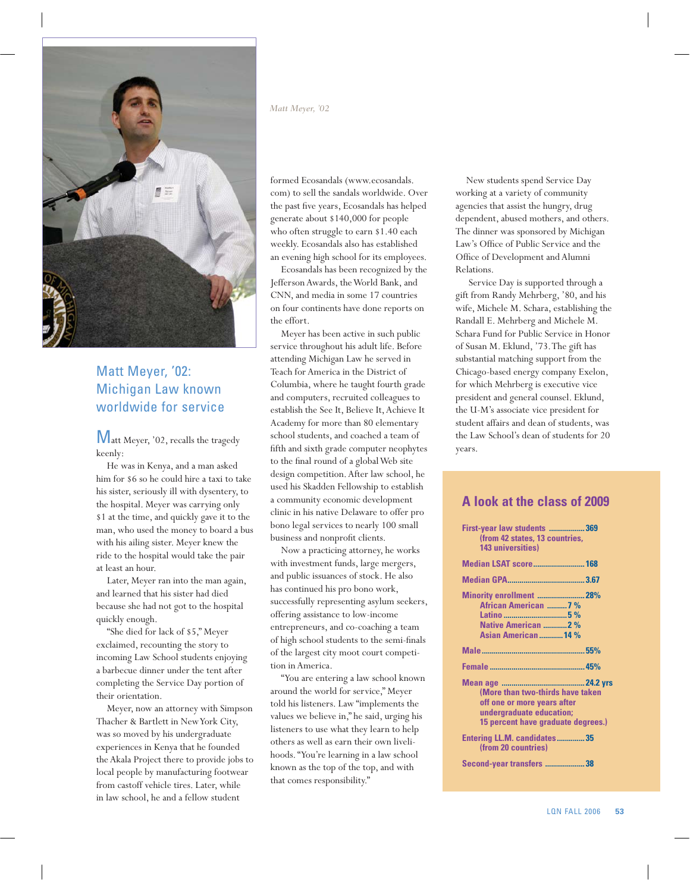*Matt Meyer, '02*

## Matt Meyer, '02: Michigan Law known worldwide for service

Matt Meyer, '02, recalls the tragedy keenly:

He was in Kenya, and a man asked him for $6 so he could hire a taxi to take his sister, seriously ill with dysentery, to the hospital. Meyer was carrying only $1 at the time, and quickly gave it to the man, who used the money to board a bus with his ailing sister. Meyer knew the ride to the hospital would take the pair at least an hour.

Later, Meyer ran into the man again, and learned that his sister had died because she had not got to the hospital quickly enough.

"She died for lack of $5," Meyer exclaimed, recounting the story to incoming Law School students enjoying a barbecue dinner under the tent after completing the Service Day portion of their orientation.

Meyer, now an attorney with Simpson Thacher & Bartlett in New York City, was so moved by his undergraduate experiences in Kenya that he founded the Akala Project there to provide jobs to local people by manufacturing footwear from castoff vehicle tires. Later, while in law school, he and a fellow student formed Ecosandals (www.ecosandals.com) to sell the sandals worldwide. Over the past five years, Ecosandals has helped generate about $140,000 for people who often struggle to earn $1.40 each weekly. Ecosandals also has established an evening high school for its employees.

Ecosandals has been recognized by the Jefferson Awards, the World Bank, and CNN, and media in some 17 countries on four continents have done reports on the effort.

Meyer has been active in such public service throughout his adult life. Before attending Michigan Law he served in Teach for America in the District of Columbia, where he taught fourth grade and computers, recruited colleagues to establish the See It, Believe It, Achieve It Academy for more than 80 elementary school students, and coached a team of fifth and sixth grade computer neophytes to the final round of a global Web site design competition. After law school, he used his Skadden Fellowship to establish a community economic development clinic in his native Delaware to offer pro bono legal services to nearly 100 small business and nonprofit clients.

Now a practicing attorney, he works with investment funds, large mergers, and public issuances of stock. He also has continued his pro bono work, successfully representing asylum seekers, offering assistance to low-income entrepreneurs, and co-coaching a team of high school students to the semi-finals of the largest city moot court competition in America.

"You are entering a law school known around the world for service," Meyer told his listeners. Law "implements the values we believe in," he said, urging his listeners to use what they learn to help others as well as earn their own livelihoods. "You're learning in a law school known as the top of the top, and with that comes responsibility."

New students spend Service Day working at a variety of community agencies that assist the hungry, drug dependent, abused mothers, and others. The dinner was sponsored by Michigan Law's Office of Public Service and the Office of Development and Alumni Relations.

Service Day is supported through a gift from Randy Mehrberg, '80, and his wife, Michele M. Schara, establishing the Randall E. Mehrberg and Michele M. Schara Fund for Public Service in Honor of Susan M. Eklund, '73. The gift has substantial matching support from the Chicago-based energy company Exelon, for which Mehrberg is executive vice president and general counsel. Eklund, the U-M's associate vice president for student affairs and dean of students, was the Law School's dean of students for 20 years.

### A look at the class of 2009

**First-year law students** .................. **369**
(from 42 states, 13 countries, 143 universities)

**Median LSAT score** .................. **168**

**Median GPA** .................. **3.67**

**Minority enrollment** .................. **28%**
- African American .......... 7 %
- Latino .......... 5 %
- Native American .......... 2 %
- Asian American .......... 14 %

**Male** .................. **55%**

**Female** .................. **45%**

**Mean age** .................. **24.2 yrs**
(More than two-thirds have taken off one or more years after undergraduate education; 15 percent have graduate degrees.)

**Entering LL.M. candidates** .................. **35**
(from 20 countries)

**Second-year transfers** .................. **38**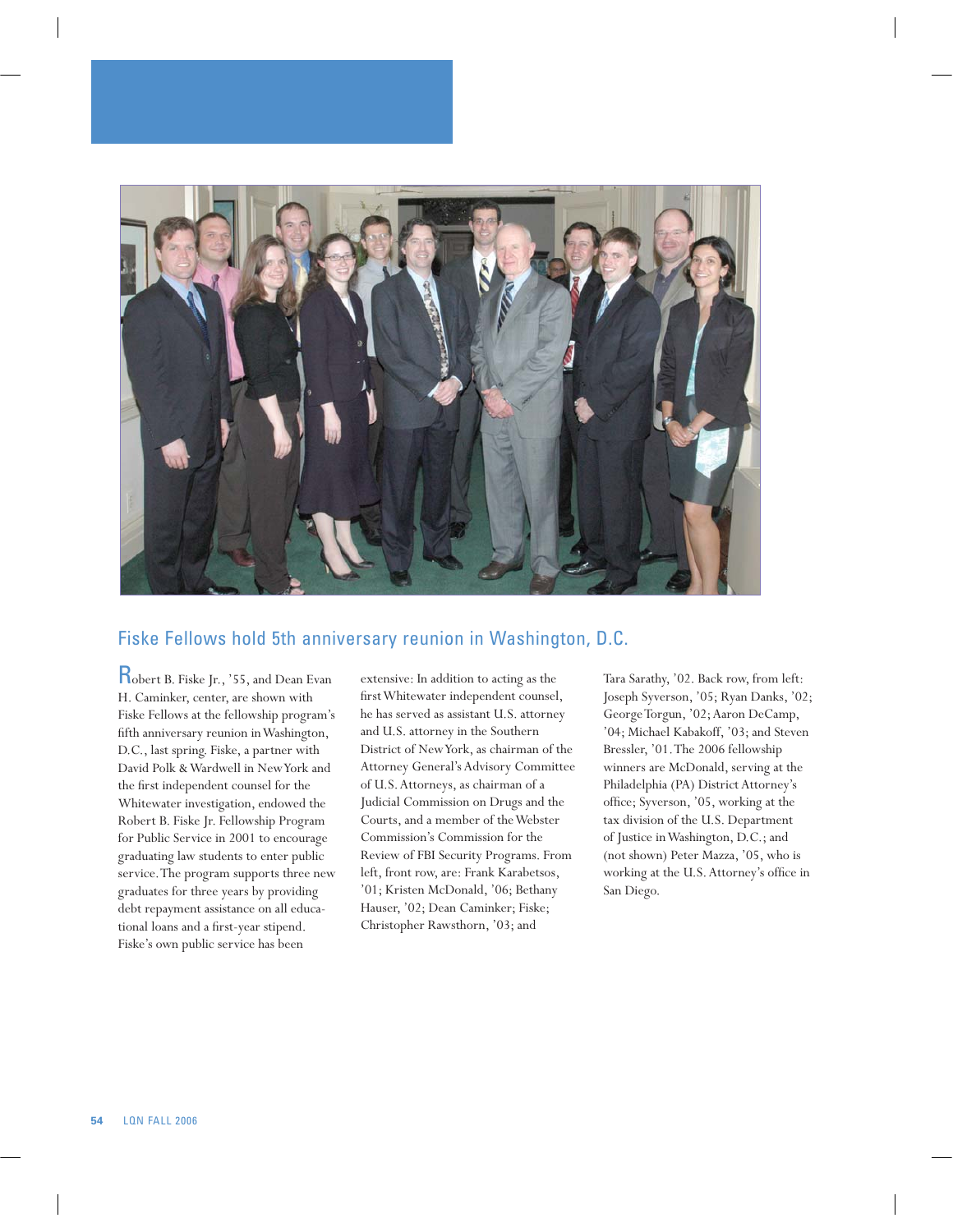## Fiske Fellows hold 5th anniversary reunion in Washington, D.C.

Robert B. Fiske Jr., '55, and Dean Evan H. Caminker, center, are shown with Fiske Fellows at the fellowship program's fifth anniversary reunion in Washington, D.C., last spring. Fiske, a partner with David Polk & Wardwell in New York and the first independent counsel for the Whitewater investigation, endowed the Robert B. Fiske Jr. Fellowship Program for Public Service in 2001 to encourage graduating law students to enter public service. The program supports three new graduates for three years by providing debt repayment assistance on all educational loans and a first-year stipend. Fiske's own public service has been extensive: In addition to acting as the first Whitewater independent counsel, he has served as assistant U.S. attorney and U.S. attorney in the Southern District of New York, as chairman of the Attorney General's Advisory Committee of U.S. Attorneys, as chairman of a Judicial Commission on Drugs and the Courts, and a member of the Webster Commission's Commission for the Review of FBI Security Programs. From left, front row, are: Frank Karabetsos, '01; Kristen McDonald, '06; Bethany Hauser, '02; Dean Caminker; Fiske; Christopher Rawsthorn, '03; and Tara Sarathy, '02. Back row, from left: Joseph Syverson, '05; Ryan Danks, '02; George Torgun, '02; Aaron DeCamp, '04; Michael Kabakoff, '03; and Steven Bressler, '01. The 2006 fellowship winners are McDonald, serving at the Philadelphia (PA) District Attorney's office; Syverson, '05, working at the tax division of the U.S. Department of Justice in Washington, D.C.; and (not shown) Peter Mazza, '05, who is working at the U.S. Attorney's office in San Diego.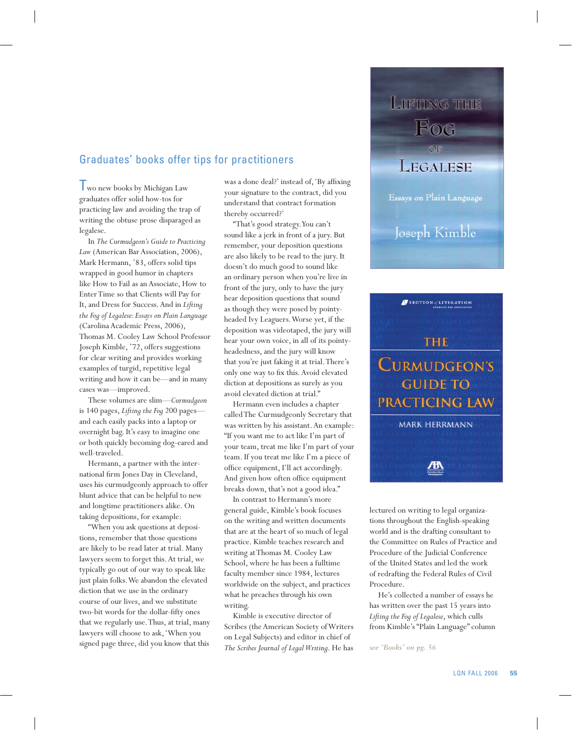## Graduates' books offer tips for practitioners

Two new books by Michigan Law graduates offer solid how-tos for practicing law and avoiding the trap of writing the obtuse prose disparaged as legalese.

In *The Curmudgeon's Guide to Practicing Law* (American Bar Association, 2006), Mark Hermann, '83, offers solid tips wrapped in good humor in chapters like How to Fail as an Associate, How to Enter Time so that Clients will Pay for It, and Dress for Success. And in *Lifting the Fog of Legalese: Essays on Plain Language* (Carolina Academic Press, 2006), Thomas M. Cooley Law School Professor Joseph Kimble, '72, offers suggestions for clear writing and provides working examples of turgid, repetitive legal writing and how it can be—and in many cases was—improved.

These volumes are slim—*Curmudgeon* is 140 pages, *Lifting the Fog* 200 pages—and each easily packs into a laptop or overnight bag. It's easy to imagine one or both quickly becoming dog-eared and well-traveled.

Hermann, a partner with the international firm Jones Day in Cleveland, uses his curmudgeonly approach to offer blunt advice that can be helpful to new and longtime practitioners alike. On taking depositions, for example:

"When you ask questions at depositions, remember that those questions are likely to be read later at trial. Many lawyers seem to forget this. At trial, we typically go out of our way to speak like just plain folks. We abandon the elevated diction that we use in the ordinary course of our lives, and we substitute two-bit words for the dollar-fifty ones that we regularly use. Thus, at trial, many lawyers will choose to ask, 'When you signed page three, did you know that this was a done deal?' instead of, 'By affixing your signature to the contract, did you understand that contract formation thereby occurred?'

"That's good strategy. You can't sound like a jerk in front of a jury. But remember, your deposition questions are also likely to be read to the jury. It doesn't do much good to sound like an ordinary person when you're live in front of the jury, only to have the jury hear deposition questions that sound as though they were posed by pointy-headed Ivy Leaguers. Worse yet, if the deposition was videotaped, the jury will hear your own voice, in all of its pointy-headedness, and the jury will know that you're just faking it at trial. There's only one way to fix this. Avoid elevated diction at depositions as surely as you avoid elevated diction at trial."

Hermann even includes a chapter called The Curmudgeonly Secretary that was written by his assistant. An example: "If you want me to act like I'm part of your team, treat me like I'm part of your team. If you treat me like I'm a piece of office equipment, I'll act accordingly. And given how often office equipment breaks down, that's not a good idea."

In contrast to Hermann's more general guide, Kimble's book focuses on the writing and written documents that are at the heart of so much of legal practice. Kimble teaches research and writing at Thomas M. Cooley Law School, where he has been a fulltime faculty member since 1984, lectures worldwide on the subject, and practices what he preaches through his own writing.

Kimble is executive director of Scribes (the American Society of Writers on Legal Subjects) and editor in chief of *The Scribes Journal of Legal Writing*. He has lectured on writing to legal organizations throughout the English-speaking world and is the drafting consultant to the Committee on Rules of Practice and Procedure of the Judicial Conference of the United States and led the work of redrafting the Federal Rules of Civil Procedure.

He's collected a number of essays he has written over the past 15 years into *Lifting the Fog of Legalese*, which culls from Kimble's "Plain Language" column

*see "Books" on pg. 56*

LIFTING THE FOG OF LEGALESE
Essays on Plain Language
Joseph Kimble

SECTION of LITIGATION
THE CURMUDGEON'S GUIDE TO PRACTICING LAW
MARK HERRMANN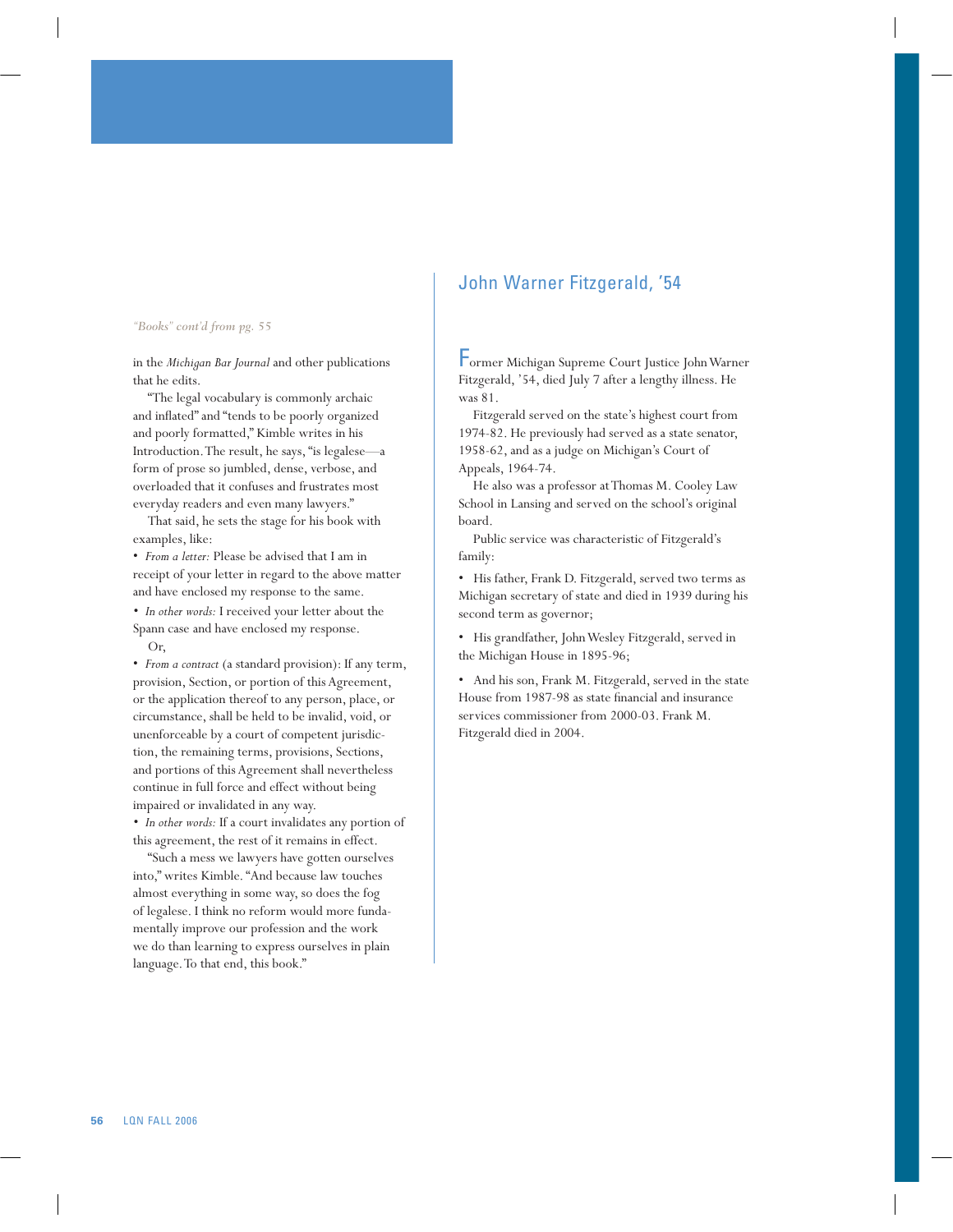*"Books" cont'd from pg. 55*

in the *Michigan Bar Journal* and other publications that he edits.

"The legal vocabulary is commonly archaic and inflated" and "tends to be poorly organized and poorly formatted," Kimble writes in his Introduction. The result, he says, "is legalese—a form of prose so jumbled, dense, verbose, and overloaded that it confuses and frustrates most everyday readers and even many lawyers."

That said, he sets the stage for his book with examples, like:

- *From a letter:* Please be advised that I am in receipt of your letter in regard to the above matter and have enclosed my response to the same.
- *In other words:* I received your letter about the Spann case and have enclosed my response.

Or,

- *From a contract* (a standard provision): If any term, provision, Section, or portion of this Agreement, or the application thereof to any person, place, or circumstance, shall be held to be invalid, void, or unenforceable by a court of competent jurisdiction, the remaining terms, provisions, Sections, and portions of this Agreement shall nevertheless continue in full force and effect without being impaired or invalidated in any way.
- *In other words:* If a court invalidates any portion of this agreement, the rest of it remains in effect.

"Such a mess we lawyers have gotten ourselves into," writes Kimble. "And because law touches almost everything in some way, so does the fog of legalese. I think no reform would more fundamentally improve our profession and the work we do than learning to express ourselves in plain language. To that end, this book."

## John Warner Fitzgerald, '54

Former Michigan Supreme Court Justice John Warner Fitzgerald, '54, died July 7 after a lengthy illness. He was 81.

Fitzgerald served on the state's highest court from 1974-82. He previously had served as a state senator, 1958-62, and as a judge on Michigan's Court of Appeals, 1964-74.

He also was a professor at Thomas M. Cooley Law School in Lansing and served on the school's original board.

Public service was characteristic of Fitzgerald's family:

- His father, Frank D. Fitzgerald, served two terms as Michigan secretary of state and died in 1939 during his second term as governor;
- His grandfather, John Wesley Fitzgerald, served in the Michigan House in 1895-96;
- And his son, Frank M. Fitzgerald, served in the state House from 1987-98 as state financial and insurance services commissioner from 2000-03. Frank M. Fitzgerald died in 2004.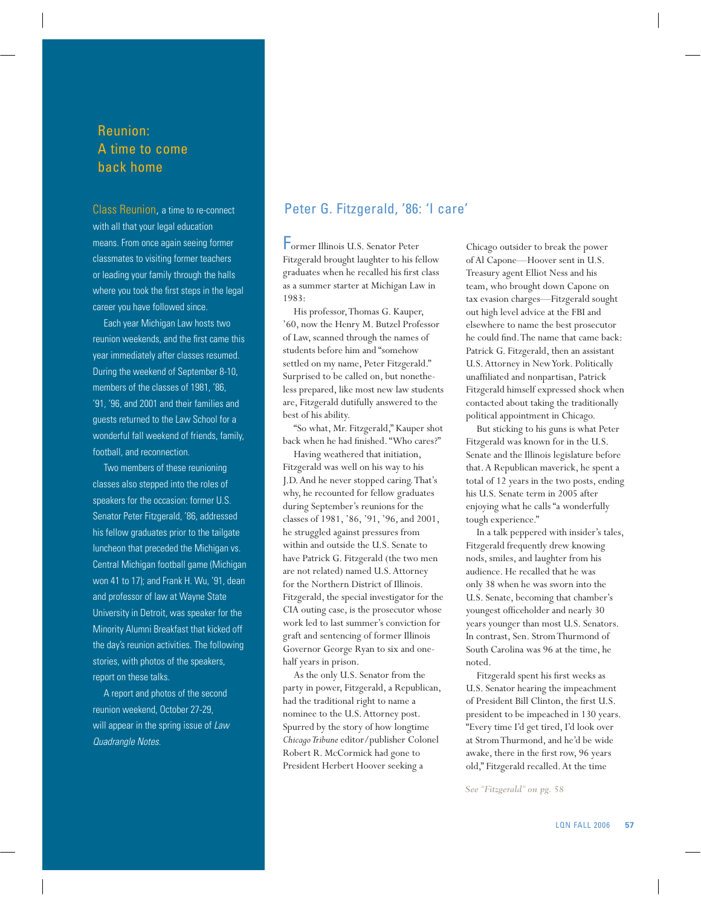# Reunion: A time to come back home

Class Reunion, a time to re-connect with all that your legal education means. From once again seeing former classmates to visiting former teachers or leading your family through the halls where you took the first steps in the legal career you have followed since.

Each year Michigan Law hosts two reunion weekends, and the first came this year immediately after classes resumed. During the weekend of September 8-10, members of the classes of 1981, '86, '91, '96, and 2001 and their families and guests returned to the Law School for a wonderful fall weekend of friends, family, football, and reconnection.

Two members of these reunioning classes also stepped into the roles of speakers for the occasion: former U.S. Senator Peter Fitzgerald, '86, addressed his fellow graduates prior to the tailgate luncheon that preceded the Michigan vs. Central Michigan football game (Michigan won 41 to 17); and Frank H. Wu, '91, dean and professor of law at Wayne State University in Detroit, was speaker for the Minority Alumni Breakfast that kicked off the day's reunion activities. The following stories, with photos of the speakers, report on these talks.

A report and photos of the second reunion weekend, October 27-29, will appear in the spring issue of *Law Quadrangle Notes.*

## Peter G. Fitzgerald, '86: 'I care'

Former Illinois U.S. Senator Peter Fitzgerald brought laughter to his fellow graduates when he recalled his first class as a summer starter at Michigan Law in 1983:

His professor, Thomas G. Kauper, '60, now the Henry M. Butzel Professor of Law, scanned through the names of students before him and "somehow settled on my name, Peter Fitzgerald." Surprised to be called on, but nonetheless prepared, like most new law students are, Fitzgerald dutifully answered to the best of his ability.

"So what, Mr. Fitzgerald," Kauper shot back when he had finished. "Who cares?"

Having weathered that initiation, Fitzgerald was well on his way to his J.D. And he never stopped caring. That's why, he recounted for fellow graduates during September's reunions for the classes of 1981, '86, '91, '96, and 2001, he struggled against pressures from within and outside the U.S. Senate to have Patrick G. Fitzgerald (the two men are not related) named U.S. Attorney for the Northern District of Illinois. Fitzgerald, the special investigator for the CIA outing case, is the prosecutor whose work led to last summer's conviction for graft and sentencing of former Illinois Governor George Ryan to six and one-half years in prison.

As the only U.S. Senator from the party in power, Fitzgerald, a Republican, had the traditional right to name a nominee to the U.S. Attorney post. Spurred by the story of how longtime *Chicago Tribune* editor/publisher Colonel Robert R. McCormick had gone to President Herbert Hoover seeking a Chicago outsider to break the power of Al Capone—Hoover sent in U.S. Treasury agent Elliot Ness and his team, who brought down Capone on tax evasion charges—Fitzgerald sought out high level advice at the FBI and elsewhere to name the best prosecutor he could find. The name that came back: Patrick G. Fitzgerald, then an assistant U.S. Attorney in New York. Politically unaffiliated and nonpartisan, Patrick Fitzgerald himself expressed shock when contacted about taking the traditionally political appointment in Chicago.

But sticking to his guns is what Peter Fitzgerald was known for in the U.S. Senate and the Illinois legislature before that. A Republican maverick, he spent a total of 12 years in the two posts, ending his U.S. Senate term in 2005 after enjoying what he calls "a wonderfully tough experience."

In a talk peppered with insider's tales, Fitzgerald frequently drew knowing nods, smiles, and laughter from his audience. He recalled that he was only 38 when he was sworn into the U.S. Senate, becoming that chamber's youngest officeholder and nearly 30 years younger than most U.S. Senators. In contrast, Sen. Strom Thurmond of South Carolina was 96 at the time, he noted.

Fitzgerald spent his first weeks as U.S. Senator hearing the impeachment of President Bill Clinton, the first U.S. president to be impeached in 130 years. "Every time I'd get tired, I'd look over at Strom Thurmond, and he'd be wide awake, there in the first row, 96 years old," Fitzgerald recalled. At the time

*See "Fitzgerald" on pg. 58*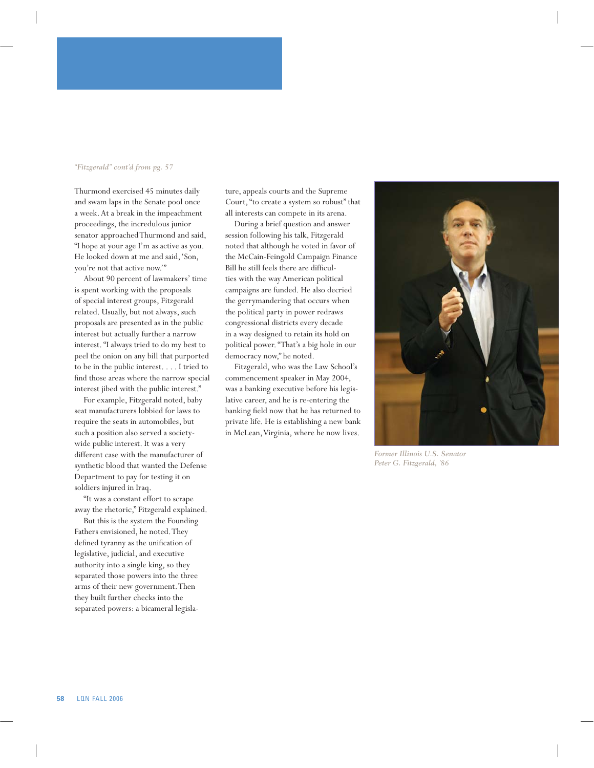*"Fitzgerald" cont'd from pg. 57*

Thurmond exercised 45 minutes daily and swam laps in the Senate pool once a week. At a break in the impeachment proceedings, the incredulous junior senator approached Thurmond and said, "I hope at your age I'm as active as you. He looked down at me and said, 'Son, you're not that active now.'"

About 90 percent of lawmakers' time is spent working with the proposals of special interest groups, Fitzgerald related. Usually, but not always, such proposals are presented as in the public interest but actually further a narrow interest. "I always tried to do my best to peel the onion on any bill that purported to be in the public interest. . . . I tried to find those areas where the narrow special interest jibed with the public interest."

For example, Fitzgerald noted, baby seat manufacturers lobbied for laws to require the seats in automobiles, but such a position also served a society-wide public interest. It was a very different case with the manufacturer of synthetic blood that wanted the Defense Department to pay for testing it on soldiers injured in Iraq.

"It was a constant effort to scrape away the rhetoric," Fitzgerald explained.

But this is the system the Founding Fathers envisioned, he noted. They defined tyranny as the unification of legislative, judicial, and executive authority into a single king, so they separated those powers into the three arms of their new government. Then they built further checks into the separated powers: a bicameral legislature, appeals courts and the Supreme Court, "to create a system so robust" that all interests can compete in its arena.

During a brief question and answer session following his talk, Fitzgerald noted that although he voted in favor of the McCain-Feingold Campaign Finance Bill he still feels there are difficulties with the way American political campaigns are funded. He also decried the gerrymandering that occurs when the political party in power redraws congressional districts every decade in a way designed to retain its hold on political power. "That's a big hole in our democracy now," he noted.

Fitzgerald, who was the Law School's commencement speaker in May 2004, was a banking executive before his legislative career, and he is re-entering the banking field now that he has returned to private life. He is establishing a new bank in McLean, Virginia, where he now lives.

*Former Illinois U.S. Senator Peter G. Fitzgerald, '86*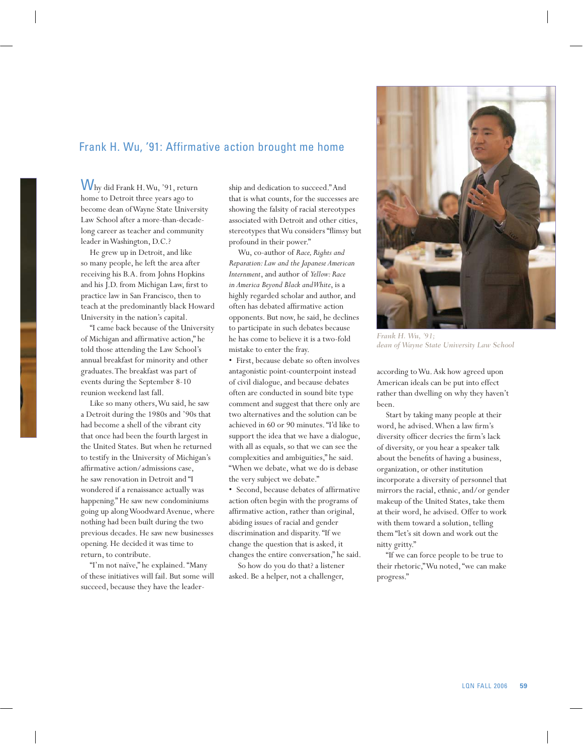## Frank H. Wu, '91: Affirmative action brought me home

Why did Frank H. Wu, '91, return home to Detroit three years ago to become dean of Wayne State University Law School after a more-than-decade-long career as teacher and community leader in Washington, D.C.?

He grew up in Detroit, and like so many people, he left the area after receiving his B.A. from Johns Hopkins and his J.D. from Michigan Law, first to practice law in San Francisco, then to teach at the predominantly black Howard University in the nation's capital.

"I came back because of the University of Michigan and affirmative action," he told those attending the Law School's annual breakfast for minority and other graduates. The breakfast was part of events during the September 8-10 reunion weekend last fall.

Like so many others, Wu said, he saw a Detroit during the 1980s and '90s that had become a shell of the vibrant city that once had been the fourth largest in the United States. But when he returned to testify in the University of Michigan's affirmative action/admissions case, he saw renovation in Detroit and "I wondered if a renaissance actually was happening." He saw new condominiums going up along Woodward Avenue, where nothing had been built during the two previous decades. He saw new businesses opening. He decided it was time to return, to contribute.

"I'm not naïve," he explained. "Many of these initiatives will fail. But some will succeed, because they have the leadership and dedication to succeed." And that is what counts, for the successes are showing the falsity of racial stereotypes associated with Detroit and other cities, stereotypes that Wu considers "flimsy but profound in their power."

Wu, co-author of *Race, Rights and Reparation: Law and the Japanese American Internment*, and author of *Yellow: Race in America Beyond Black and White*, is a highly regarded scholar and author, and often has debated affirmative action opponents. But now, he said, he declines to participate in such debates because he has come to believe it is a two-fold mistake to enter the fray.

- First, because debate so often involves antagonistic point-counterpoint instead of civil dialogue, and because debates often are conducted in sound bite type comment and suggest that there only are two alternatives and the solution can be achieved in 60 or 90 minutes. "I'd like to support the idea that we have a dialogue, with all as equals, so that we can see the complexities and ambiguities," he said. "When we debate, what we do is debase the very subject we debate."
- Second, because debates of affirmative action often begin with the programs of affirmative action, rather than original, abiding issues of racial and gender discrimination and disparity. "If we change the question that is asked, it changes the entire conversation," he said.

So how do you do that? a listener asked. Be a helper, not a challenger, according to Wu. Ask how agreed upon American ideals can be put into effect rather than dwelling on why they haven't been.

Start by taking many people at their word, he advised. When a law firm's diversity officer decries the firm's lack of diversity, or you hear a speaker talk about the benefits of having a business, organization, or other institution incorporate a diversity of personnel that mirrors the racial, ethnic, and/or gender makeup of the United States, take them at their word, he advised. Offer to work with them toward a solution, telling them "let's sit down and work out the nitty gritty."

"If we can force people to be true to their rhetoric," Wu noted, "we can make progress."

*Frank H. Wu, '91; dean of Wayne State University Law School*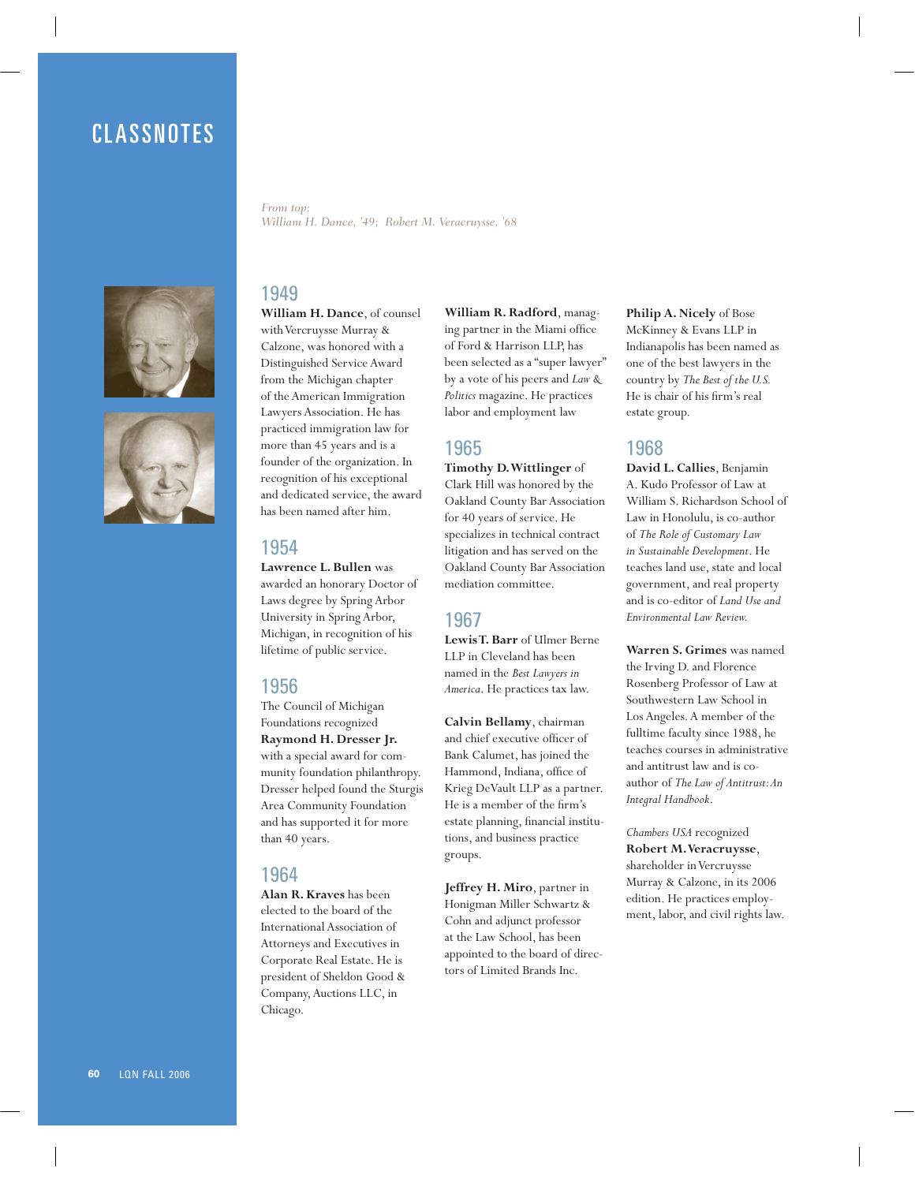# CLASSNOTES

*From top:*
*William H. Dance, '49; Robert M. Veracruysse, '68*

## 1949

**William H. Dance**, of counsel with Vercruysse Murray & Calzone, was honored with a Distinguished Service Award from the Michigan chapter of the American Immigration Lawyers Association. He has practiced immigration law for more than 45 years and is a founder of the organization. In recognition of his exceptional and dedicated service, the award has been named after him.

## 1954

**Lawrence L. Bullen** was awarded an honorary Doctor of Laws degree by Spring Arbor University in Spring Arbor, Michigan, in recognition of his lifetime of public service.

## 1956

The Council of Michigan Foundations recognized **Raymond H. Dresser Jr.** with a special award for community foundation philanthropy. Dresser helped found the Sturgis Area Community Foundation and has supported it for more than 40 years.

## 1964

**Alan R. Kraves** has been elected to the board of the International Association of Attorneys and Executives in Corporate Real Estate. He is president of Sheldon Good & Company, Auctions LLC, in Chicago.

**William R. Radford**, managing partner in the Miami office of Ford & Harrison LLP, has been selected as a "super lawyer" by a vote of his peers and *Law & Politics* magazine. He practices labor and employment law

## 1965

**Timothy D. Wittlinger** of Clark Hill was honored by the Oakland County Bar Association for 40 years of service. He specializes in technical contract litigation and has served on the Oakland County Bar Association mediation committee.

## 1967

**Lewis T. Barr** of Ulmer Berne LLP in Cleveland has been named in the *Best Lawyers in America*. He practices tax law.

**Calvin Bellamy**, chairman and chief executive officer of Bank Calumet, has joined the Hammond, Indiana, office of Krieg DeVault LLP as a partner. He is a member of the firm's estate planning, financial institutions, and business practice groups.

**Jeffrey H. Miro**, partner in Honigman Miller Schwartz & Cohn and adjunct professor at the Law School, has been appointed to the board of directors of Limited Brands Inc.

**Philip A. Nicely** of Bose McKinney & Evans LLP in Indianapolis has been named as one of the best lawyers in the country by *The Best of the U.S.* He is chair of his firm's real estate group.

## 1968

**David L. Callies**, Benjamin A. Kudo Professor of Law at William S. Richardson School of Law in Honolulu, is co-author of *The Role of Customary Law in Sustainable Development*. He teaches land use, state and local government, and real property and is co-editor of *Land Use and Environmental Law Review.*

**Warren S. Grimes** was named the Irving D. and Florence Rosenberg Professor of Law at Southwestern Law School in Los Angeles. A member of the fulltime faculty since 1988, he teaches courses in administrative and antitrust law and is co-author of *The Law of Antitrust: An Integral Handbook*.

*Chambers USA* recognized **Robert M. Veracruysse**, shareholder in Vercruysse Murray & Calzone, in its 2006 edition. He practices employment, labor, and civil rights law.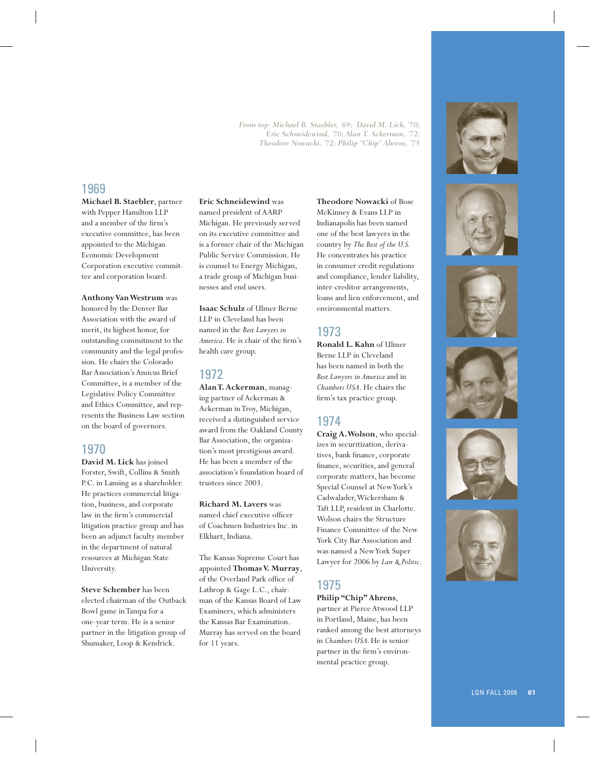*From top: Michael B. Staebler, '69; David M. Lick, '70; Eric Schneidewind, '70; Alan T. Ackerman, '72; Theodore Nowacki, '72; Philip "Chip" Ahrens, '75*

## 1969

**Michael B. Staebler**, partner with Pepper Hamilton LLP and a member of the firm's executive committee, has been appointed to the Michigan Economic Development Corporation executive committee and corporation board.

**Anthony Van Westrum** was honored by the Denver Bar Association with the award of merit, its highest honor, for outstanding commitment to the community and the legal profession. He chairs the Colorado Bar Association's Amicus Brief Committee, is a member of the Legislative Policy Committee and Ethics Committee, and represents the Business Law section on the board of governors.

## 1970

**David M. Lick** has joined Forster, Swift, Collins & Smith P.C. in Lansing as a shareholder. He practices commercial litigation, business, and corporate law in the firm's commercial litigation practice group and has been an adjunct faculty member in the department of natural resources at Michigan State University.

**Steve Schember** has been elected chairman of the Outback Bowl game in Tampa for a one-year term. He is a senior partner in the litigation group of Shumaker, Loop & Kendrick.

**Eric Schneidewind** was named president of AARP Michigan. He previously served on its executive committee and is a former chair of the Michigan Public Service Commission. He is counsel to Energy Michigan, a trade group of Michigan businesses and end users.

**Isaac Schulz** of Ulmer Berne LLP in Cleveland has been named in the *Best Lawyers in America*. He is chair of the firm's health care group.

## 1972

**Alan T. Ackerman**, managing partner of Ackerman & Ackerman in Troy, Michigan, received a distinguished service award from the Oakland County Bar Association, the organization's most prestigious award. He has been a member of the association's foundation board of trustees since 2003.

**Richard M. Lavers** was named chief executive officer of Coachmen Industries Inc. in Elkhart, Indiana.

The Kansas Supreme Court has appointed **Thomas V. Murray**, of the Overland Park office of Lathrop & Gage L.C., chairman of the Kansas Board of Law Examiners, which administers the Kansas Bar Examination. Murray has served on the board for 11 years.

**Theodore Nowacki** of Bose McKinney & Evans LLP in Indianapolis has been named one of the best lawyers in the country by *The Best of the U.S.* He concentrates his practice in consumer credit regulations and compliance, lender liability, inter-creditor arrangements, loans and lien enforcement, and environmental matters.

## 1973

**Ronald L. Kahn** of Ulmer Berne LLP in Cleveland has been named in both the *Best Lawyers in America* and in *Chambers USA*. He chairs the firm's tax practice group.

## 1974

**Craig A. Wolson**, who specializes in securitization, derivatives, bank finance, corporate finance, securities, and general corporate matters, has become Special Counsel at New York's Cadwalader, Wickersham & Taft LLP, resident in Charlotte. Wolson chairs the Structure Finance Committee of the New York City Bar Association and was named a New York Super Lawyer for 2006 by *Law & Politic*.

## 1975

**Philip "Chip" Ahrens**, partner at Pierce Atwood LLP in Portland, Maine, has been ranked among the best attorneys in *Chambers USA*. He is senior partner in the firm's environmental practice group.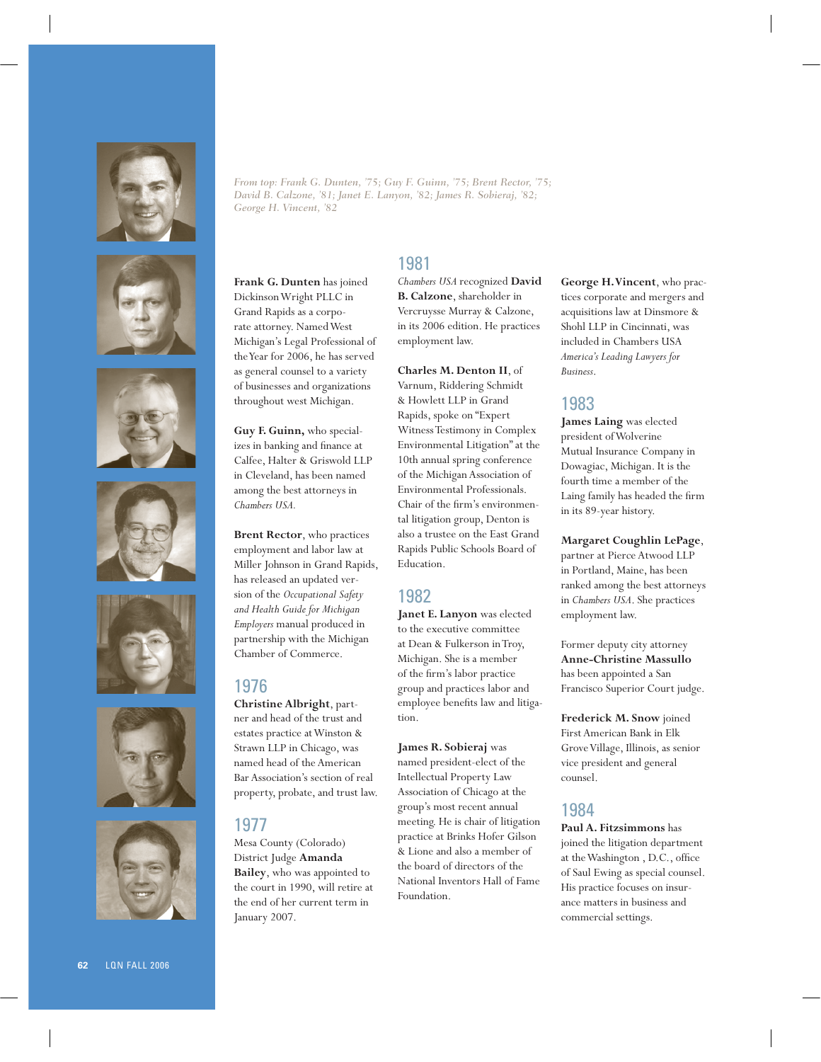*From top: Frank G. Dunten, '75; Guy F. Guinn, '75; Brent Rector, '75; David B. Calzone, '81; Janet E. Lanyon, '82; James R. Sobieraj, '82; George H. Vincent, '82*

**Frank G. Dunten** has joined Dickinson Wright PLLC in Grand Rapids as a corporate attorney. Named West Michigan's Legal Professional of the Year for 2006, he has served as general counsel to a variety of businesses and organizations throughout west Michigan.

**Guy F. Guinn,** who specializes in banking and finance at Calfee, Halter & Griswold LLP in Cleveland, has been named among the best attorneys in *Chambers USA.*

**Brent Rector**, who practices employment and labor law at Miller Johnson in Grand Rapids, has released an updated version of the *Occupational Safety and Health Guide for Michigan Employers* manual produced in partnership with the Michigan Chamber of Commerce.

## 1976

**Christine Albright**, partner and head of the trust and estates practice at Winston & Strawn LLP in Chicago, was named head of the American Bar Association's section of real property, probate, and trust law.

## 1977

Mesa County (Colorado) District Judge **Amanda Bailey**, who was appointed to the court in 1990, will retire at the end of her current term in January 2007.

## 1981

*Chambers USA* recognized **David B. Calzone**, shareholder in Vercruysse Murray & Calzone, in its 2006 edition. He practices employment law.

**Charles M. Denton II**, of Varnum, Riddering Schmidt & Howlett LLP in Grand Rapids, spoke on "Expert Witness Testimony in Complex Environmental Litigation" at the 10th annual spring conference of the Michigan Association of Environmental Professionals. Chair of the firm's environmental litigation group, Denton is also a trustee on the East Grand Rapids Public Schools Board of Education.

## 1982

**Janet E. Lanyon** was elected to the executive committee at Dean & Fulkerson in Troy, Michigan. She is a member of the firm's labor practice group and practices labor and employee benefits law and litigation.

**James R. Sobieraj** was named president-elect of the Intellectual Property Law Association of Chicago at the group's most recent annual meeting. He is chair of litigation practice at Brinks Hofer Gilson & Lione and also a member of the board of directors of the National Inventors Hall of Fame Foundation.

**George H. Vincent**, who practices corporate and mergers and acquisitions law at Dinsmore & Shohl LLP in Cincinnati, was included in Chambers USA *America's Leading Lawyers for Business*.

## 1983

**James Laing** was elected president of Wolverine Mutual Insurance Company in Dowagiac, Michigan. It is the fourth time a member of the Laing family has headed the firm in its 89-year history.

**Margaret Coughlin LePage**, partner at Pierce Atwood LLP in Portland, Maine, has been ranked among the best attorneys in *Chambers USA*. She practices employment law.

Former deputy city attorney **Anne-Christine Massullo** has been appointed a San Francisco Superior Court judge.

**Frederick M. Snow** joined First American Bank in Elk Grove Village, Illinois, as senior vice president and general counsel.

## 1984

**Paul A. Fitzsimmons** has joined the litigation department at the Washington , D.C., office of Saul Ewing as special counsel. His practice focuses on insurance matters in business and commercial settings.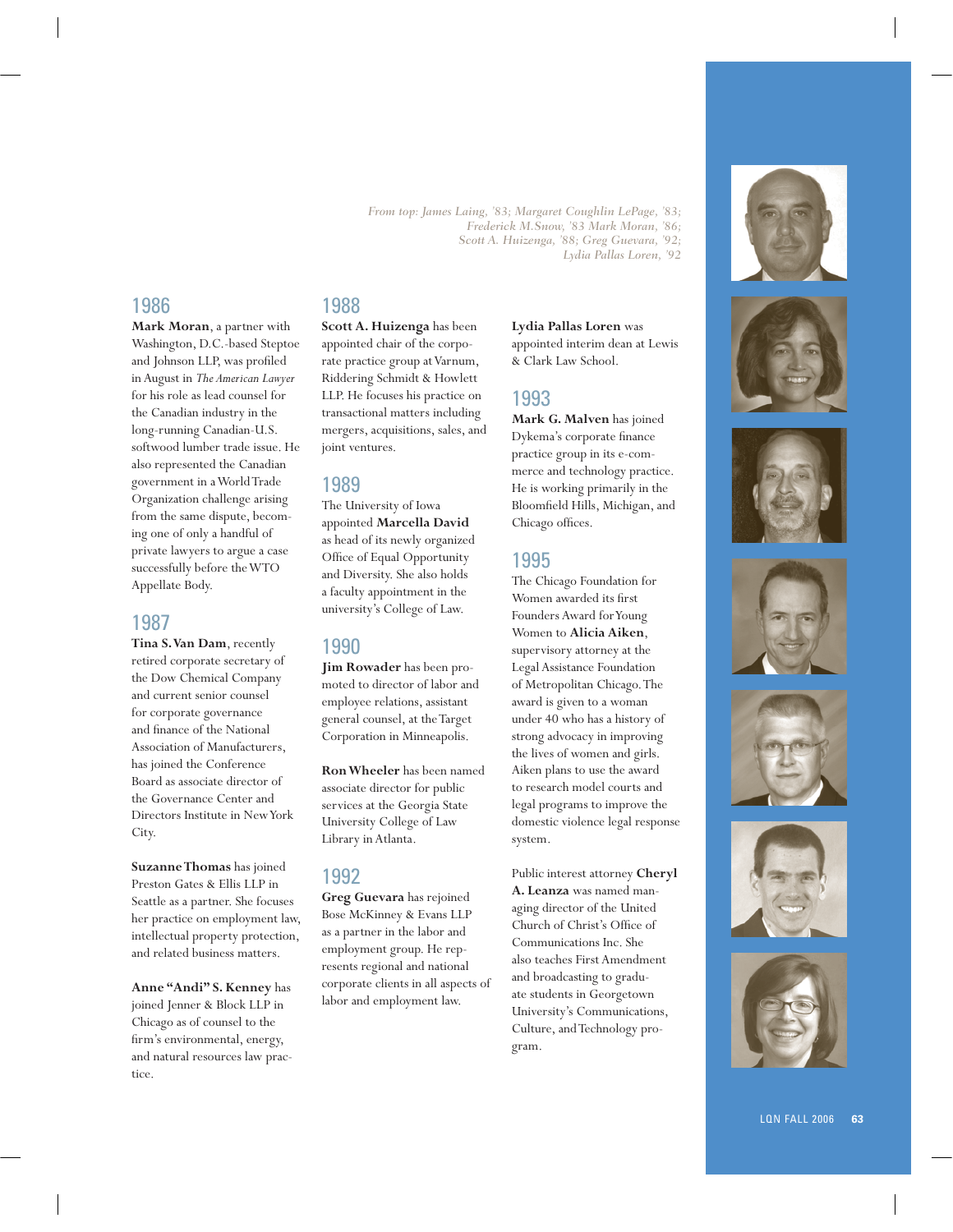*From top: James Laing, '83; Margaret Coughlin LePage, '83; Frederick M.Snow, '83 Mark Moran, '86; Scott A. Huizenga, '88; Greg Guevara, '92; Lydia Pallas Loren, '92*

## 1986

**Mark Moran**, a partner with Washington, D.C.-based Steptoe and Johnson LLP, was profiled in August in *The American Lawyer* for his role as lead counsel for the Canadian industry in the long-running Canadian-U.S. softwood lumber trade issue. He also represented the Canadian government in a World Trade Organization challenge arising from the same dispute, becoming one of only a handful of private lawyers to argue a case successfully before the WTO Appellate Body.

## 1987

**Tina S. Van Dam**, recently retired corporate secretary of the Dow Chemical Company and current senior counsel for corporate governance and finance of the National Association of Manufacturers, has joined the Conference Board as associate director of the Governance Center and Directors Institute in New York City.

**Suzanne Thomas** has joined Preston Gates & Ellis LLP in Seattle as a partner. She focuses her practice on employment law, intellectual property protection, and related business matters.

**Anne "Andi" S. Kenney** has joined Jenner & Block LLP in Chicago as of counsel to the firm's environmental, energy, and natural resources law practice.

## 1988

**Scott A. Huizenga** has been appointed chair of the corporate practice group at Varnum, Riddering Schmidt & Howlett LLP. He focuses his practice on transactional matters including mergers, acquisitions, sales, and joint ventures.

## 1989

The University of Iowa appointed **Marcella David** as head of its newly organized Office of Equal Opportunity and Diversity. She also holds a faculty appointment in the university's College of Law.

## 1990

**Jim Rowader** has been promoted to director of labor and employee relations, assistant general counsel, at the Target Corporation in Minneapolis.

**Ron Wheeler** has been named associate director for public services at the Georgia State University College of Law Library in Atlanta.

## 1992

**Greg Guevara** has rejoined Bose McKinney & Evans LLP as a partner in the labor and employment group. He represents regional and national corporate clients in all aspects of labor and employment law.

**Lydia Pallas Loren** was appointed interim dean at Lewis & Clark Law School.

## 1993

**Mark G. Malven** has joined Dykema's corporate finance practice group in its e-commerce and technology practice. He is working primarily in the Bloomfield Hills, Michigan, and Chicago offices.

## 1995

The Chicago Foundation for Women awarded its first Founders Award for Young Women to **Alicia Aiken**, supervisory attorney at the Legal Assistance Foundation of Metropolitan Chicago. The award is given to a woman under 40 who has a history of strong advocacy in improving the lives of women and girls. Aiken plans to use the award to research model courts and legal programs to improve the domestic violence legal response system.

Public interest attorney **Cheryl A. Leanza** was named managing director of the United Church of Christ's Office of Communications Inc. She also teaches First Amendment and broadcasting to graduate students in Georgetown University's Communications, Culture, and Technology program.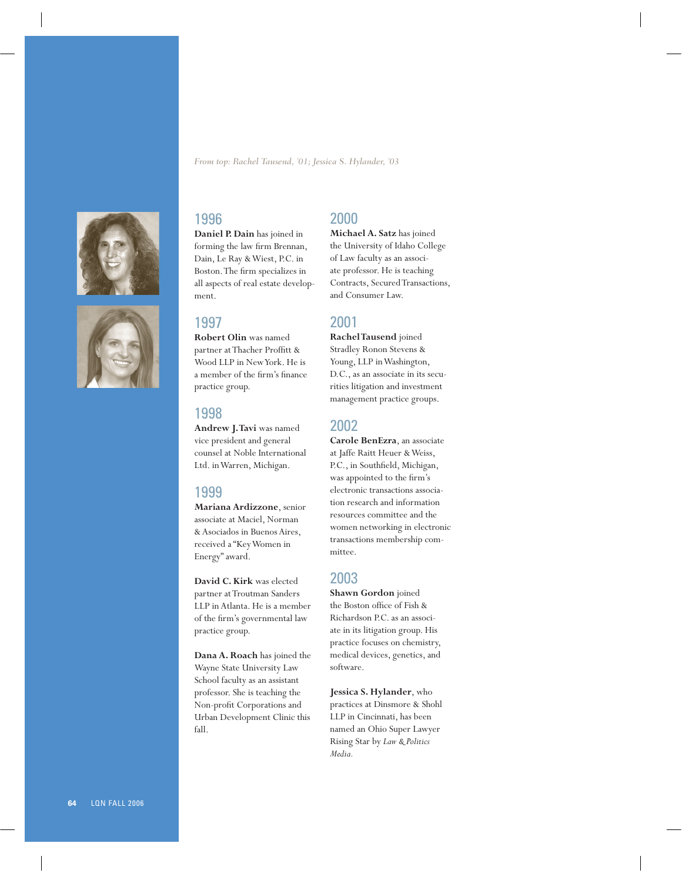*From top: Rachel Tausend, '01; Jessica S. Hylander, '03*

## 1996

**Daniel P. Dain** has joined in forming the law firm Brennan, Dain, Le Ray & Wiest, P.C. in Boston. The firm specializes in all aspects of real estate development.

## 1997

**Robert Olin** was named partner at Thacher Proffitt & Wood LLP in New York. He is a member of the firm's finance practice group.

## 1998

**Andrew J. Tavi** was named vice president and general counsel at Noble International Ltd. in Warren, Michigan.

## 1999

**Mariana Ardizzone**, senior associate at Maciel, Norman & Asociados in Buenos Aires, received a "Key Women in Energy" award.

**David C. Kirk** was elected partner at Troutman Sanders LLP in Atlanta. He is a member of the firm's governmental law practice group.

**Dana A. Roach** has joined the Wayne State University Law School faculty as an assistant professor. She is teaching the Non-profit Corporations and Urban Development Clinic this fall.

## 2000

**Michael A. Satz** has joined the University of Idaho College of Law faculty as an associate professor. He is teaching Contracts, Secured Transactions, and Consumer Law.

## 2001

**Rachel Tausend** joined Stradley Ronon Stevens & Young, LLP in Washington, D.C., as an associate in its securities litigation and investment management practice groups.

## 2002

**Carole BenEzra**, an associate at Jaffe Raitt Heuer & Weiss, P.C., in Southfield, Michigan, was appointed to the firm's electronic transactions association research and information resources committee and the women networking in electronic transactions membership committee.

## 2003

**Shawn Gordon** joined the Boston office of Fish & Richardson P.C. as an associate in its litigation group. His practice focuses on chemistry, medical devices, genetics, and software.

**Jessica S. Hylander**, who practices at Dinsmore & Shohl LLP in Cincinnati, has been named an Ohio Super Lawyer Rising Star by *Law & Politics Media*.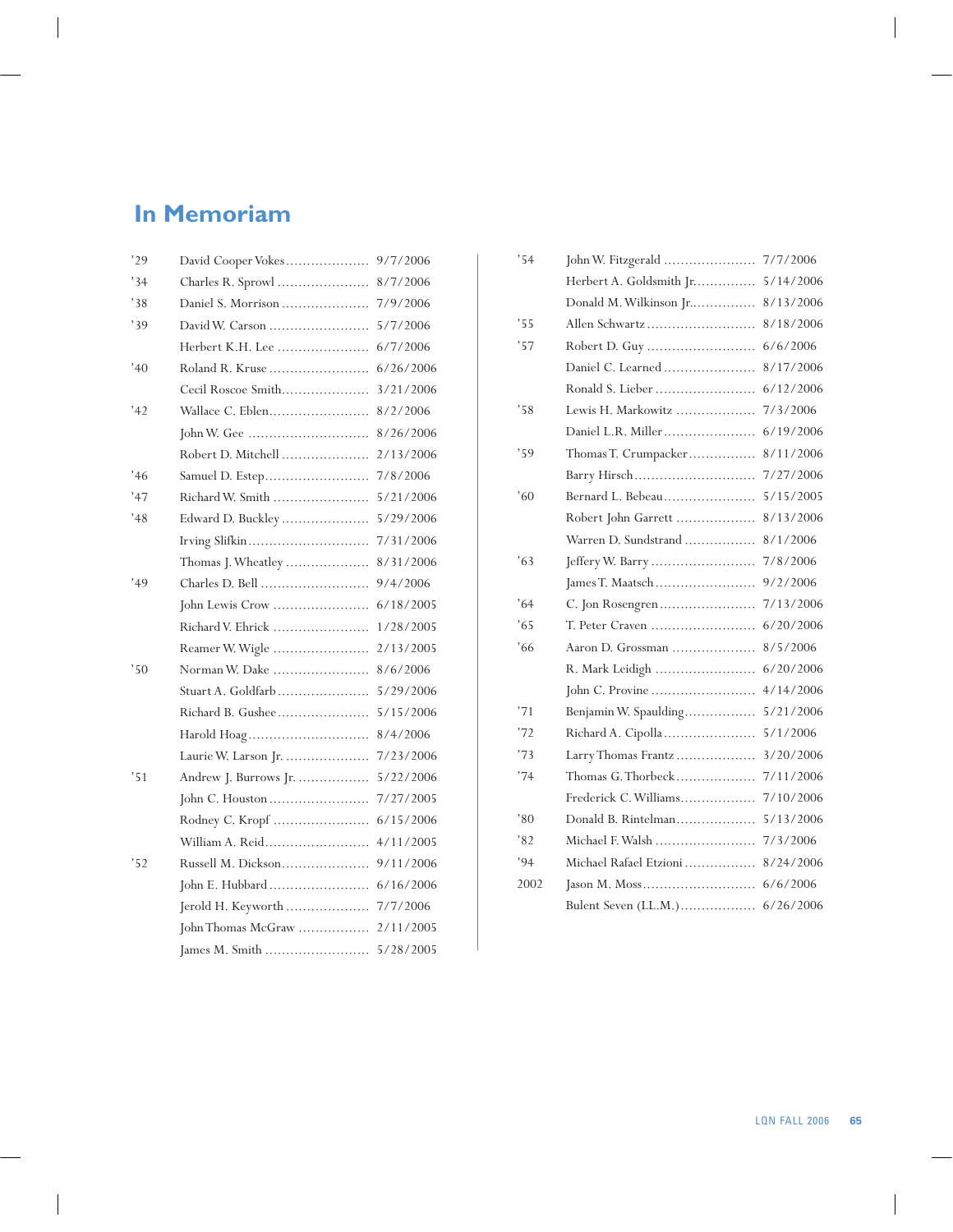# In Memoriam

| | | |
|---|---|---|
| '29 | David Cooper Vokes | 9/7/2006 |
| '34 | Charles R. Sprowl | 8/7/2006 |
| '38 | Daniel S. Morrison | 7/9/2006 |
| '39 | David W. Carson | 5/7/2006 |
| | Herbert K.H. Lee | 6/7/2006 |
| '40 | Roland R. Kruse | 6/26/2006 |
| | Cecil Roscoe Smith | 3/21/2006 |
| '42 | Wallace C. Eblen | 8/2/2006 |
| | John W. Gee | 8/26/2006 |
| | Robert D. Mitchell | 2/13/2006 |
| '46 | Samuel D. Estep | 7/8/2006 |
| '47 | Richard W. Smith | 5/21/2006 |
| '48 | Edward D. Buckley | 5/29/2006 |
| | Irving Slifkin | 7/31/2006 |
| | Thomas J. Wheatley | 8/31/2006 |
| '49 | Charles D. Bell | 9/4/2006 |
| | John Lewis Crow | 6/18/2005 |
| | Richard V. Ehrick | 1/28/2005 |
| | Reamer W. Wigle | 2/13/2005 |
| '50 | Norman W. Dake | 8/6/2006 |
| | Stuart A. Goldfarb | 5/29/2006 |
| | Richard B. Gushee | 5/15/2006 |
| | Harold Hoag | 8/4/2006 |
| | Laurie W. Larson Jr. | 7/23/2006 |
| '51 | Andrew J. Burrows Jr. | 5/22/2006 |
| | John C. Houston | 7/27/2005 |
| | Rodney C. Kropf | 6/15/2006 |
| | William A. Reid | 4/11/2005 |
| '52 | Russell M. Dickson | 9/11/2006 |
| | John E. Hubbard | 6/16/2006 |
| | Jerold H. Keyworth | 7/7/2006 |
| | John Thomas McGraw | 2/11/2005 |
| | James M. Smith | 5/28/2005 |
| '54 | John W. Fitzgerald | 7/7/2006 |
| | Herbert A. Goldsmith Jr. | 5/14/2006 |
| | Donald M. Wilkinson Jr. | 8/13/2006 |
| '55 | Allen Schwartz | 8/18/2006 |
| '57 | Robert D. Guy | 6/6/2006 |
| | Daniel C. Learned | 8/17/2006 |
| | Ronald S. Lieber | 6/12/2006 |
| '58 | Lewis H. Markowitz | 7/3/2006 |
| | Daniel L.R. Miller | 6/19/2006 |
| '59 | Thomas T. Crumpacker | 8/11/2006 |
| | Barry Hirsch | 7/27/2006 |
| '60 | Bernard L. Bebeau | 5/15/2005 |
| | Robert John Garrett | 8/13/2006 |
| | Warren D. Sundstrand | 8/1/2006 |
| '63 | Jeffery W. Barry | 7/8/2006 |
| | James T. Maatsch | 9/2/2006 |
| '64 | C. Jon Rosengren | 7/13/2006 |
| '65 | T. Peter Craven | 6/20/2006 |
| '66 | Aaron D. Grossman | 8/5/2006 |
| | R. Mark Leidigh | 6/20/2006 |
| | John C. Provine | 4/14/2006 |
| '71 | Benjamin W. Spaulding | 5/21/2006 |
| '72 | Richard A. Cipolla | 5/1/2006 |
| '73 | Larry Thomas Frantz | 3/20/2006 |
| '74 | Thomas G. Thorbeck | 7/11/2006 |
| | Frederick C. Williams | 7/10/2006 |
| '80 | Donald B. Rintelman | 5/13/2006 |
| '82 | Michael F. Walsh | 7/3/2006 |
| '94 | Michael Rafael Etzioni | 8/24/2006 |
| 2002 | Jason M. Moss | 6/6/2006 |
| | Bulent Seven (LL.M.) | 6/26/2006 |